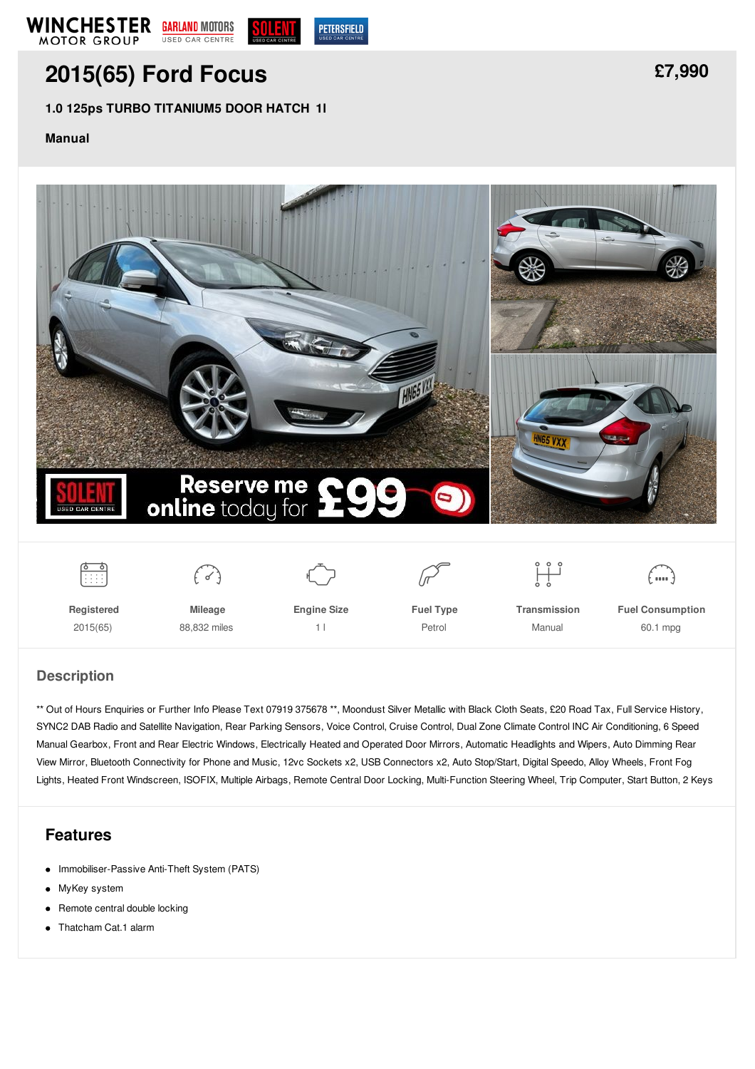# 2015(65) Ford Focus

**£7,990**

**1.0 125ps TURBO TITANIUM5 DOOR HATCH 1l**

**Manual**

| Registered | Mileage | Engine Size | Fuel Type | Transmission | Fuel Consumption |
|---|---|---|---|---|---|
| 2015(65) | 88,832 miles | 1 l | Petrol | Manual | 60.1 mpg |

## Description

** Out of Hours Enquiries or Further Info Please Text 07919 375678 **, Moondust Silver Metallic with Black Cloth Seats, £20 Road Tax, Full Service History, SYNC2 DAB Radio and Satellite Navigation, Rear Parking Sensors, Voice Control, Cruise Control, Dual Zone Climate Control INC Air Conditioning, 6 Speed Manual Gearbox, Front and Rear Electric Windows, Electrically Heated and Operated Door Mirrors, Automatic Headlights and Wipers, Auto Dimming Rear View Mirror, Bluetooth Connectivity for Phone and Music, 12vc Sockets x2, USB Connectors x2, Auto Stop/Start, Digital Speedo, Alloy Wheels, Front Fog Lights, Heated Front Windscreen, ISOFIX, Multiple Airbags, Remote Central Door Locking, Multi-Function Steering Wheel, Trip Computer, Start Button, 2 Keys

## Features

- Immobiliser-Passive Anti-Theft System (PATS)
- MyKey system
- Remote central double locking
- Thatcham Cat.1 alarm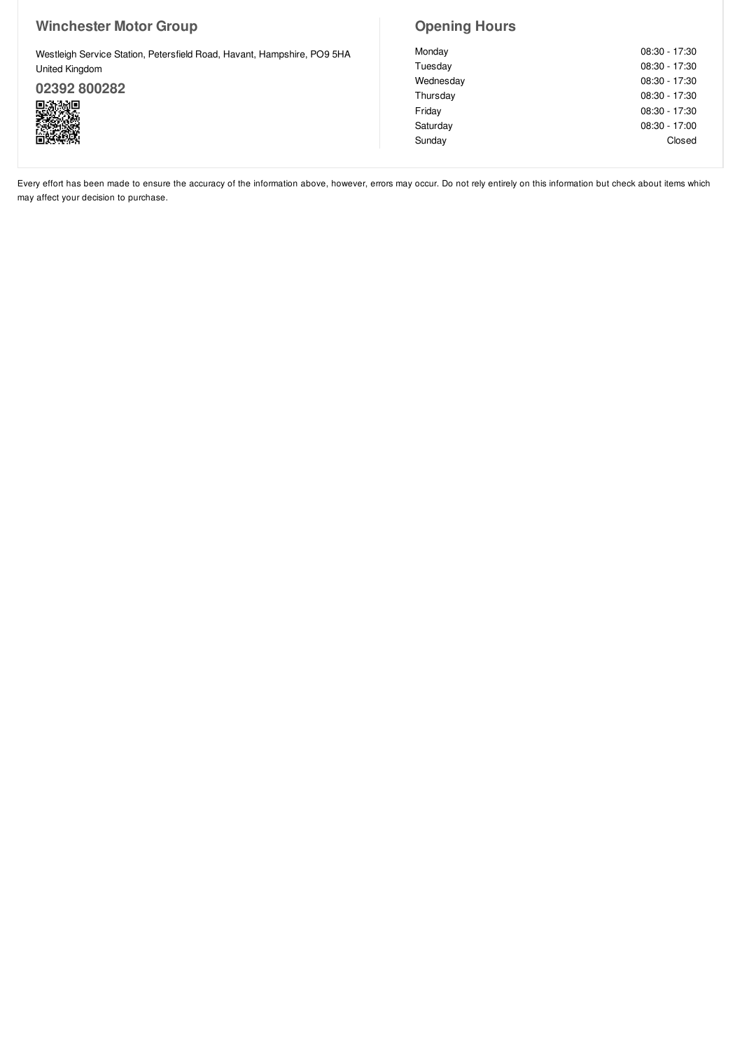## Winchester Motor Group

Westleigh Service Station, Petersfield Road, Havant, Hampshire, PO9 5HA
United Kingdom

**02392 800282**

## Opening Hours

| | |
|---|---|
| Monday | 08:30 - 17:30 |
| Tuesday | 08:30 - 17:30 |
| Wednesday | 08:30 - 17:30 |
| Thursday | 08:30 - 17:30 |
| Friday | 08:30 - 17:30 |
| Saturday | 08:30 - 17:00 |
| Sunday | Closed |

Every effort has been made to ensure the accuracy of the information above, however, errors may occur. Do not rely entirely on this information but check about items which may affect your decision to purchase.